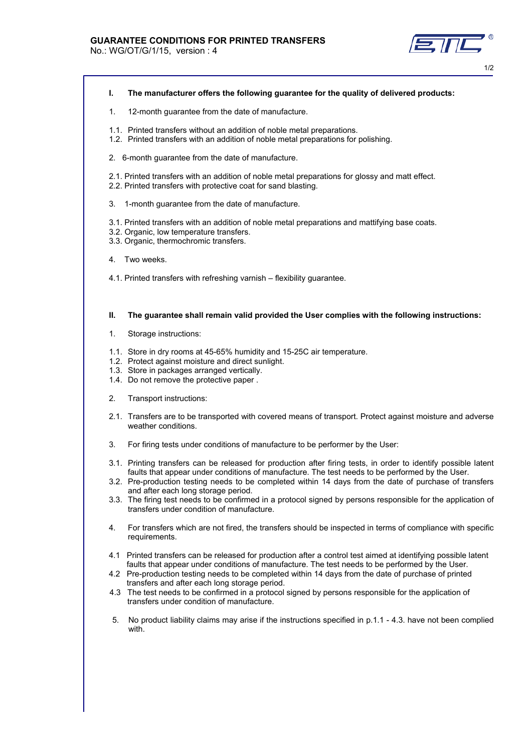# GUARANTEE CONDITIONS FOR PRINTED TRANSFERS

No.: WG/OT/G/1/15, version : 4

## I. The manufacturer offers the following guarantee for the quality of delivered products:

1. 12-month guarantee from the date of manufacture.

1.1. Printed transfers without an addition of noble metal preparations.
1.2. Printed transfers with an addition of noble metal preparations for polishing.

2. 6-month guarantee from the date of manufacture.

2.1. Printed transfers with an addition of noble metal preparations for glossy and matt effect.
2.2. Printed transfers with protective coat for sand blasting.

3. 1-month guarantee from the date of manufacture.

3.1. Printed transfers with an addition of noble metal preparations and mattifying base coats.
3.2. Organic, low temperature transfers.
3.3. Organic, thermochromic transfers.

4. Two weeks.

4.1. Printed transfers with refreshing varnish – flexibility guarantee.

## II. The guarantee shall remain valid provided the User complies with the following instructions:

1. Storage instructions:

1.1. Store in dry rooms at 45-65% humidity and 15-25C air temperature.
1.2. Protect against moisture and direct sunlight.
1.3. Store in packages arranged vertically.
1.4. Do not remove the protective paper .

2. Transport instructions:

2.1. Transfers are to be transported with covered means of transport. Protect against moisture and adverse weather conditions.

3. For firing tests under conditions of manufacture to be performer by the User:

3.1. Printing transfers can be released for production after firing tests, in order to identify possible latent faults that appear under conditions of manufacture. The test needs to be performed by the User.
3.2. Pre-production testing needs to be completed within 14 days from the date of purchase of transfers and after each long storage period.
3.3. The firing test needs to be confirmed in a protocol signed by persons responsible for the application of transfers under condition of manufacture.

4. For transfers which are not fired, the transfers should be inspected in terms of compliance with specific requirements.

4.1 Printed transfers can be released for production after a control test aimed at identifying possible latent faults that appear under conditions of manufacture. The test needs to be performed by the User.
4.2 Pre-production testing needs to be completed within 14 days from the date of purchase of printed transfers and after each long storage period.
4.3 The test needs to be confirmed in a protocol signed by persons responsible for the application of transfers under condition of manufacture.

5. No product liability claims may arise if the instructions specified in p.1.1 - 4.3. have not been complied with.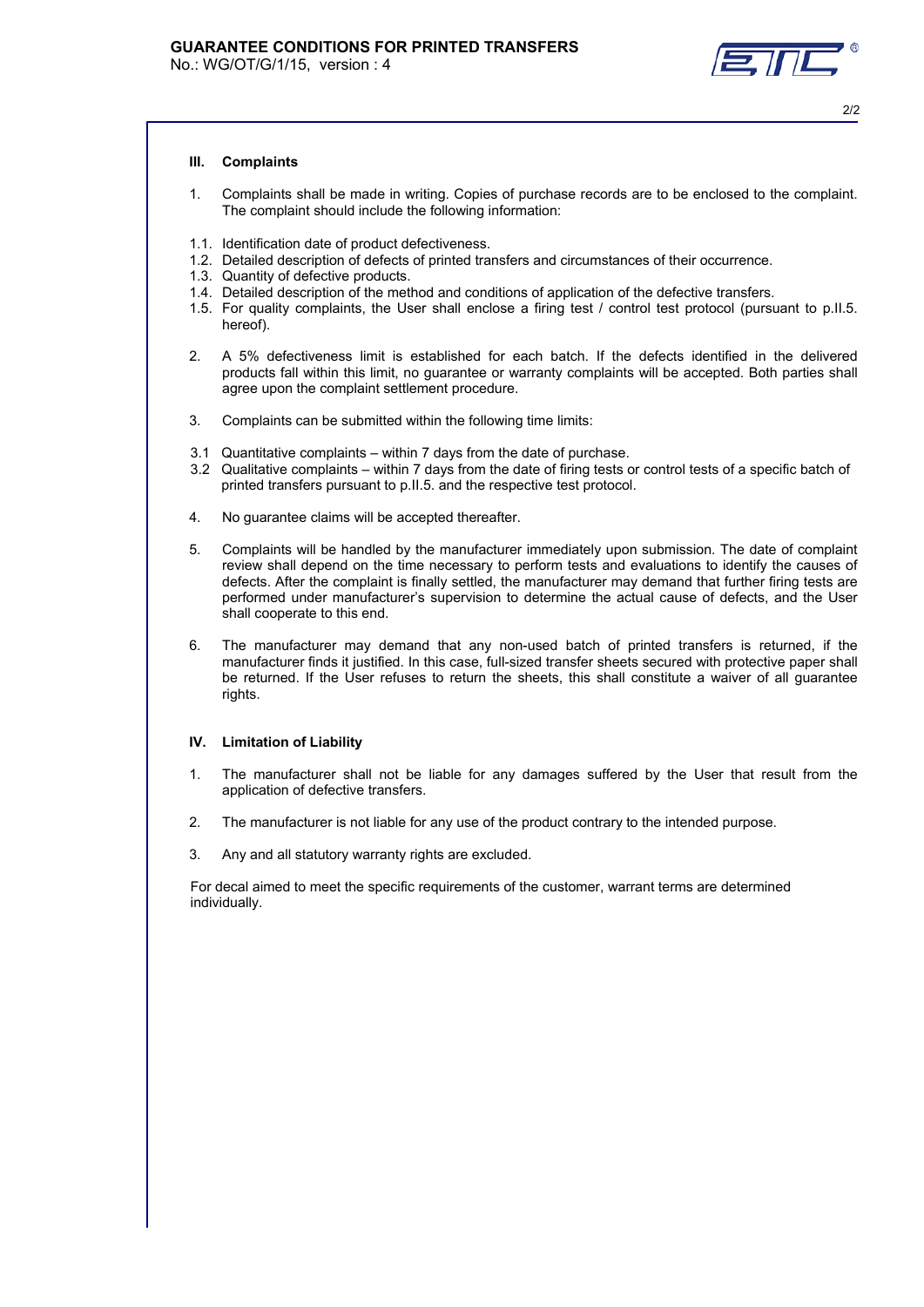## III. Complaints

1. Complaints shall be made in writing. Copies of purchase records are to be enclosed to the complaint. The complaint should include the following information:

1.1. Identification date of product defectiveness.
1.2. Detailed description of defects of printed transfers and circumstances of their occurrence.
1.3. Quantity of defective products.
1.4. Detailed description of the method and conditions of application of the defective transfers.
1.5. For quality complaints, the User shall enclose a firing test / control test protocol (pursuant to p.II.5. hereof).

2. A 5% defectiveness limit is established for each batch. If the defects identified in the delivered products fall within this limit, no guarantee or warranty complaints will be accepted. Both parties shall agree upon the complaint settlement procedure.

3. Complaints can be submitted within the following time limits:

3.1 Quantitative complaints – within 7 days from the date of purchase.
3.2 Qualitative complaints – within 7 days from the date of firing tests or control tests of a specific batch of printed transfers pursuant to p.II.5. and the respective test protocol.

4. No guarantee claims will be accepted thereafter.

5. Complaints will be handled by the manufacturer immediately upon submission. The date of complaint review shall depend on the time necessary to perform tests and evaluations to identify the causes of defects. After the complaint is finally settled, the manufacturer may demand that further firing tests are performed under manufacturer's supervision to determine the actual cause of defects, and the User shall cooperate to this end.

6. The manufacturer may demand that any non-used batch of printed transfers is returned, if the manufacturer finds it justified. In this case, full-sized transfer sheets secured with protective paper shall be returned. If the User refuses to return the sheets, this shall constitute a waiver of all guarantee rights.

## IV. Limitation of Liability

1. The manufacturer shall not be liable for any damages suffered by the User that result from the application of defective transfers.

2. The manufacturer is not liable for any use of the product contrary to the intended purpose.

3. Any and all statutory warranty rights are excluded.

For decal aimed to meet the specific requirements of the customer, warrant terms are determined individually.